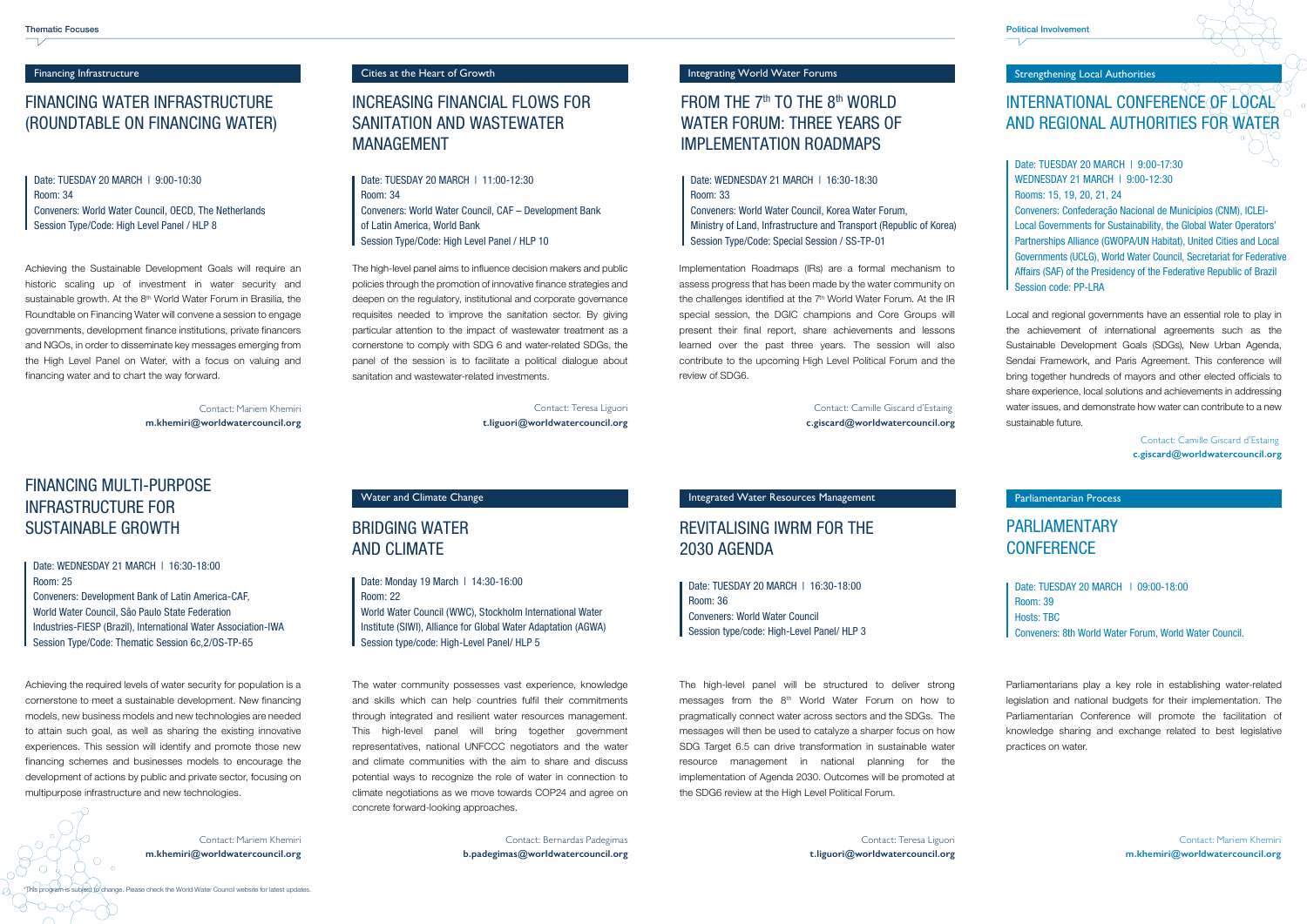Thematic Focuses

## Financing Infrastructure

# FINANCING WATER INFRASTRUCTURE (ROUNDTABLE ON FINANCING WATER)

Date: TUESDAY 20 MARCH | 9:00-10:30
Room: 34
Conveners: World Water Council, OECD, The Netherlands
Session Type/Code: High Level Panel / HLP 8

Achieving the Sustainable Development Goals will require an historic scaling up of investment in water security and sustainable growth. At the 8th World Water Forum in Brasilia, the Roundtable on Financing Water will convene a session to engage governments, development finance institutions, private financers and NGOs, in order to disseminate key messages emerging from the High Level Panel on Water, with a focus on valuing and financing water and to chart the way forward.

Contact: Mariem Khemiri
**m.khemiri@worldwatercouncil.org**

# FINANCING MULTI-PURPOSE INFRASTRUCTURE FOR SUSTAINABLE GROWTH

Date: WEDNESDAY 21 MARCH | 16:30-18:00
Room: 25
Conveners: Development Bank of Latin America-CAF, World Water Council, São Paulo State Federation Industries-FIESP (Brazil), International Water Association-IWA
Session Type/Code: Thematic Session 6c,2/OS-TP-65

Achieving the required levels of water security for population is a cornerstone to meet a sustainable development. New financing models, new business models and new technologies are needed to attain such goal, as well as sharing the existing innovative experiences. This session will identify and promote those new financing schemes and businesses models to encourage the development of actions by public and private sector, focusing on multipurpose infrastructure and new technologies.

Contact: Mariem Khemiri
**m.khemiri@worldwatercouncil.org**

## Cities at the Heart of Growth

# INCREASING FINANCIAL FLOWS FOR SANITATION AND WASTEWATER MANAGEMENT

Date: TUESDAY 20 MARCH | 11:00-12:30
Room: 34
Conveners: World Water Council, CAF – Development Bank of Latin America, World Bank
Session Type/Code: High Level Panel / HLP 10

The high-level panel aims to influence decision makers and public policies through the promotion of innovative finance strategies and deepen on the regulatory, institutional and corporate governance requisites needed to improve the sanitation sector. By giving particular attention to the impact of wastewater treatment as a cornerstone to comply with SDG 6 and water-related SDGs, the panel of the session is to facilitate a political dialogue about sanitation and wastewater-related investments.

Contact: Teresa Liguori
**t.liguori@worldwatercouncil.org**

## Water and Climate Change

# BRIDGING WATER AND CLIMATE

Date: Monday 19 March | 14:30-16:00
Room: 22
World Water Council (WWC), Stockholm International Water Institute (SIWI), Alliance for Global Water Adaptation (AGWA)
Session type/code: High-Level Panel/ HLP 5

The water community possesses vast experience, knowledge and skills which can help countries fulfil their commitments through integrated and resilient water resources management. This high-level panel will bring together government representatives, national UNFCCC negotiators and the water and climate communities with the aim to share and discuss potential ways to recognize the role of water in connection to climate negotiations as we move towards COP24 and agree on concrete forward-looking approaches.

Contact: Bernardas Padegimas
**b.padegimas@worldwatercouncil.org**

## Integrating World Water Forums

# FROM THE 7th TO THE 8th WORLD WATER FORUM: THREE YEARS OF IMPLEMENTATION ROADMAPS

Date: WEDNESDAY 21 MARCH | 16:30-18:30
Room: 33
Conveners: World Water Council, Korea Water Forum, Ministry of Land, Infrastructure and Transport (Republic of Korea)
Session Type/Code: Special Session / SS-TP-01

Implementation Roadmaps (IRs) are a formal mechanism to assess progress that has been made by the water community on the challenges identified at the 7th World Water Forum. At the IR special session, the DGIC champions and Core Groups will present their final report, share achievements and lessons learned over the past three years. The session will also contribute to the upcoming High Level Political Forum and the review of SDG6.

Contact: Camille Giscard d'Estaing
**c.giscard@worldwatercouncil.org**

## Integrated Water Resources Management

# REVITALISING IWRM FOR THE 2030 AGENDA

Date: TUESDAY 20 MARCH | 16:30-18:00
Room: 36
Conveners: World Water Council
Session type/code: High-Level Panel/ HLP 3

The high-level panel will be structured to deliver strong messages from the 8th World Water Forum on how to pragmatically connect water across sectors and the SDGs. The messages will then be used to catalyze a sharper focus on how SDG Target 6.5 can drive transformation in sustainable water resource management in national planning for the implementation of Agenda 2030. Outcomes will be promoted at the SDG6 review at the High Level Political Forum.

Contact: Teresa Liguori
**t.liguori@worldwatercouncil.org**

Political Involvement

## Strengthening Local Authorities

# INTERNATIONAL CONFERENCE OF LOCAL AND REGIONAL AUTHORITIES FOR WATER

Date: TUESDAY 20 MARCH | 9:00-17:30
WEDNESDAY 21 MARCH | 9:00-12:30
Rooms: 15, 19, 20, 21, 24
Conveners: Confederação Nacional de Municípios (CNM), ICLEI-Local Governments for Sustainability, the Global Water Operators' Partnerships Alliance (GWOPA/UN Habitat), United Cities and Local Governments (UCLG), World Water Council, Secretariat for Federative Affairs (SAF) of the Presidency of the Federative Republic of Brazil
Session code: PP-LRA

Local and regional governments have an essential role to play in the achievement of international agreements such as the Sustainable Development Goals (SDGs), New Urban Agenda, Sendai Framework, and Paris Agreement. This conference will bring together hundreds of mayors and other elected officials to share experience, local solutions and achievements in addressing water issues, and demonstrate how water can contribute to a new sustainable future.

Contact: Camille Giscard d'Estaing
**c.giscard@worldwatercouncil.org**

## Parliamentarian Process

# PARLIAMENTARY CONFERENCE

Date: TUESDAY 20 MARCH | 09:00-18:00
Room: 39
Hosts: TBC
Conveners: 8th World Water Forum, World Water Council.

Parliamentarians play a key role in establishing water-related legislation and national budgets for their implementation. The Parliamentarian Conference will promote the facilitation of knowledge sharing and exchange related to best legislative practices on water.

Contact: Mariem Khemiri
**m.khemiri@worldwatercouncil.org**

*This program is subject to change. Please check the World Water Council website for latest updates.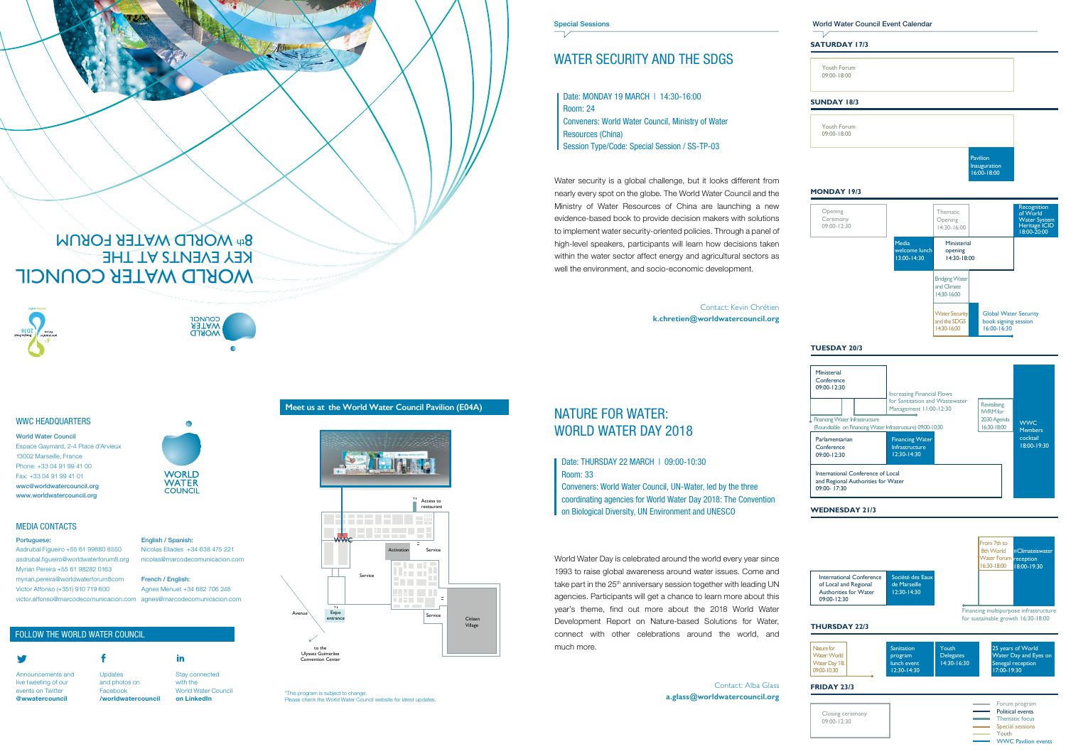# WORLD WATER COUNCIL
## KEY EVENTS AT THE
## 8th WORLD WATER FORUM

## WWC HEADQUARTERS

**World Water Council**
Espace Gaymard, 2-4 Place d'Arvieux
13002 Marseille, France
Phone: +33 04 91 99 41 00
Fax: +33 04 91 99 41 01
**wwc@worldwatercouncil.org**
**www.worldwatercouncil.org**

WORLD WATER COUNCIL

## MEDIA CONTACTS

**Portuguese:**
Asdrubal Figueiro +55 61 99880 8550
asdrubal.figueiro@worldwaterforum8.org
Myrian Pereira +55 61 98282 0163
myrian.pereira@worldwaterforum8com
Victor Affonso (+351) 910 719 600
victor.affonso@marcodecomunicacion.com

**English / Spanish:**
Nicolas Eliades +34 638 475 221
nicolas@marcodecomunicacion.com

**French / English:**
Agnes Menuet +34 682 706 248
agnes@marcodecomunicacion.com

## FOLLOW THE WORLD WATER COUNCIL

Announcements and live tweeting of our events on Twitter **@wwatercouncil**

Updates and photos on Facebook **/worldwatercouncil**

Stay connected with the World Water Council **on LinkedIn**

## Meet us at the World Water Council Pavilion (E04A)

Access to restaurant
WWC
Activation
Service
Service
Service
Avenue
Expo entrance
Citizen Village
to the Ulysses Guimarães Convention Center

*This program is subject to change.
Please check the World Water Council website for latest updates.

Special Sessions

## WATER SECURITY AND THE SDGS

Date: MONDAY 19 MARCH | 14:30-16:00
Room: 24
Conveners: World Water Council, Ministry of Water Resources (China)
Session Type/Code: Special Session / SS-TP-03

Water security is a global challenge, but it looks different from nearly every spot on the globe. The World Water Council and the Ministry of Water Resources of China are launching a new evidence-based book to provide decision makers with solutions to implement water security-oriented policies. Through a panel of high-level speakers, participants will learn how decisions taken within the water sector affect energy and agricultural sectors as well the environment, and socio-economic development.

Contact: Kevin Chrétien
**k.chretien@worldwatercouncil.org**

## NATURE FOR WATER: WORLD WATER DAY 2018

Date: THURSDAY 22 MARCH | 09:00-10:30
Room: 33
Conveners: World Water Council, UN-Water, led by the three coordinating agencies for World Water Day 2018: The Convention on Biological Diversity, UN Environment and UNESCO

World Water Day is celebrated around the world every year since 1993 to raise global awareness around water issues. Come and take part in the 25th anniversary session together with leading UN agencies. Participants will get a chance to learn more about this year's theme, find out more about the 2018 World Water Development Report on Nature-based Solutions for Water, connect with other celebrations around the world, and much more.

Contact: Alba Glass
**a.glass@worldwatercouncil.org**

World Water Council Event Calendar

### SATURDAY 17/3

- Youth Forum 09:00-18:00

### SUNDAY 18/3

- Youth Forum 09:00-18:00
- Pavilion Inauguration 16:00-18:00

### MONDAY 19/3

- Opening Ceremony 09:00-12:30
- Media welcome lunch 13:00-14:30
- Thematic Opening 14:30-16:00
- Ministerial opening 14:30-18:00
- Bridging Water and Climate 14:30-16:00
- Water Security and the SDGS 14:30-16:00
- Global Water Security book signing session 16:00-16:30
- Recognition of World Water System Heritage ICID 18:00-20:00

### TUESDAY 20/3

- Ministerial Conference 09:00-12:30
- Increasing Financial Flows for Sanitation and Wastewater Management 11:00-12:30
- Financing Water Infrastructure (Roundtable on Financing Water Infrastructure) 09:00-10:30
- Parliamentarian Conference 09:00-12:30
- Financing Water Infrastructure 12:30-14:30
- Revitalising IWRM for 2030 Agenda 16:30-18:00
- WWC Members cocktail 18:00-19:30
- International Conference of Local and Regional Authorities for Water 09:00- 17:30

### WEDNESDAY 21/3

- International Conference of Local and Regional Authorities for Water 09:00-12:30
- Société des Eaux de Marseille 12:30-14:30
- From 7th to 8th World Water Forum 16:30-18:00
- #Climateiswater reception 18:00-19:30
- Financing multipurpose infrastructure for sustainable growth 16:30-18:00

### THURSDAY 22/3

- Nature for Water: World Water Day '18 09:00-10:30
- Sanitation program lunch event 12:30-14:30
- Youth Delegates 14:30-16:30
- 25 years of World Water Day and Eyes on Senegal reception 17:00-19:30

### FRIDAY 23/3

- Closing ceremony 09:00-12:30

Forum program
Political events
Thematic focus
Special sessions
Youth
WWC Pavilion events